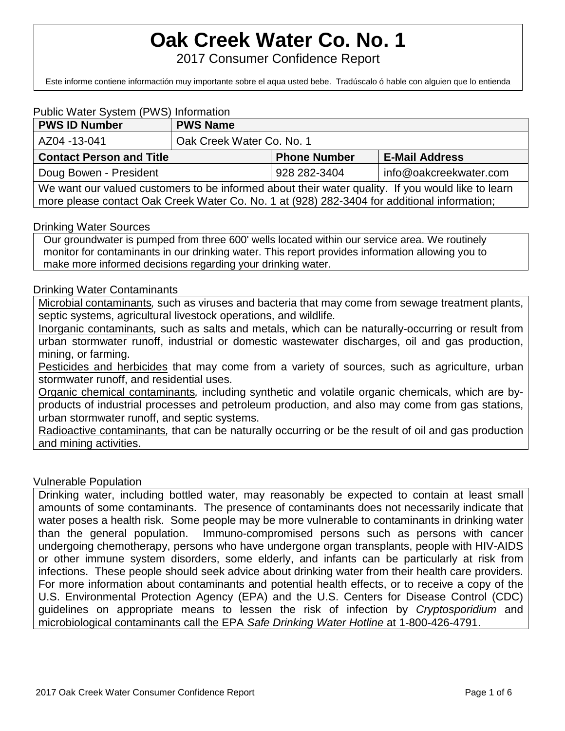# Oak Creek Water Co. No. 1

2017 Consumer Confidence Report

Este informe contiene informactión muy importante sobre el aqua usted bebe. Tradúscalo ó hable con alguien que lo entienda

## Public Water System (PWS) Information

| PWS ID Number | PWS Name | | |
|---|---|---|---|
| AZ04 -13-041 | Oak Creek Water Co. No. 1 | | |
| **Contact Person and Title** | | **Phone Number** | **E-Mail Address** |
| Doug Bowen - President | | 928 282-3404 | info@oakcreekwater.com |

We want our valued customers to be informed about their water quality. If you would like to learn more please contact Oak Creek Water Co. No. 1 at (928) 282-3404 for additional information;

## Drinking Water Sources

Our groundwater is pumped from three 600' wells located within our service area. We routinely monitor for contaminants in our drinking water. This report provides information allowing you to make more informed decisions regarding your drinking water.

## Drinking Water Contaminants

Microbial contaminants*,* such as viruses and bacteria that may come from sewage treatment plants, septic systems, agricultural livestock operations, and wildlife*.*

Inorganic contaminants*,* such as salts and metals, which can be naturally-occurring or result from urban stormwater runoff, industrial or domestic wastewater discharges, oil and gas production, mining, or farming.

Pesticides and herbicides that may come from a variety of sources, such as agriculture, urban stormwater runoff, and residential uses.

Organic chemical contaminants*,* including synthetic and volatile organic chemicals, which are by-products of industrial processes and petroleum production, and also may come from gas stations, urban stormwater runoff, and septic systems.

Radioactive contaminants*,* that can be naturally occurring or be the result of oil and gas production and mining activities.

## Vulnerable Population

Drinking water, including bottled water, may reasonably be expected to contain at least small amounts of some contaminants. The presence of contaminants does not necessarily indicate that water poses a health risk. Some people may be more vulnerable to contaminants in drinking water than the general population. Immuno-compromised persons such as persons with cancer undergoing chemotherapy, persons who have undergone organ transplants, people with HIV-AIDS or other immune system disorders, some elderly, and infants can be particularly at risk from infections. These people should seek advice about drinking water from their health care providers. For more information about contaminants and potential health effects, or to receive a copy of the U.S. Environmental Protection Agency (EPA) and the U.S. Centers for Disease Control (CDC) guidelines on appropriate means to lessen the risk of infection by *Cryptosporidium* and microbiological contaminants call the EPA *Safe Drinking Water Hotline* at 1-800-426-4791.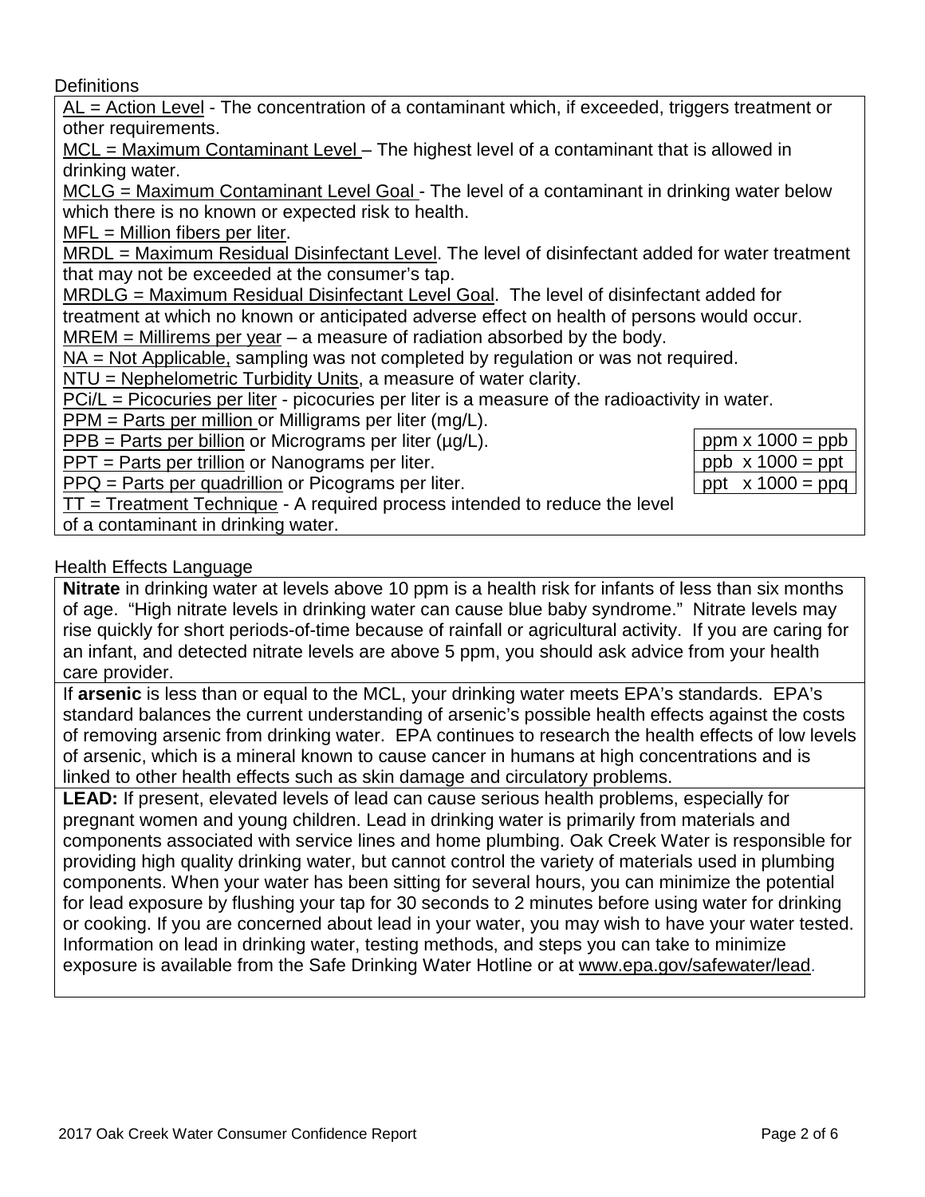## Definitions

AL = Action Level - The concentration of a contaminant which, if exceeded, triggers treatment or other requirements.

MCL = Maximum Contaminant Level – The highest level of a contaminant that is allowed in drinking water.

MCLG = Maximum Contaminant Level Goal - The level of a contaminant in drinking water below which there is no known or expected risk to health.

MFL = Million fibers per liter.

MRDL = Maximum Residual Disinfectant Level. The level of disinfectant added for water treatment that may not be exceeded at the consumer's tap.

MRDLG = Maximum Residual Disinfectant Level Goal. The level of disinfectant added for treatment at which no known or anticipated adverse effect on health of persons would occur.

MREM = Millirems per year – a measure of radiation absorbed by the body.

NA = Not Applicable, sampling was not completed by regulation or was not required.

NTU = Nephelometric Turbidity Units, a measure of water clarity.

PCi/L = Picocuries per liter - picocuries per liter is a measure of the radioactivity in water.

PPM = Parts per million or Milligrams per liter (mg/L).

PPB = Parts per billion or Micrograms per liter (µg/L).

PPT = Parts per trillion or Nanograms per liter.

PPQ = Parts per quadrillion or Picograms per liter.

TT = Treatment Technique - A required process intended to reduce the level of a contaminant in drinking water.

| ppm x 1000 = ppb |
|---|
| ppb x 1000 = ppt |
| ppt x 1000 = ppq |

## Health Effects Language

**Nitrate** in drinking water at levels above 10 ppm is a health risk for infants of less than six months of age. "High nitrate levels in drinking water can cause blue baby syndrome." Nitrate levels may rise quickly for short periods-of-time because of rainfall or agricultural activity. If you are caring for an infant, and detected nitrate levels are above 5 ppm, you should ask advice from your health care provider.

If **arsenic** is less than or equal to the MCL, your drinking water meets EPA's standards. EPA's standard balances the current understanding of arsenic's possible health effects against the costs of removing arsenic from drinking water. EPA continues to research the health effects of low levels of arsenic, which is a mineral known to cause cancer in humans at high concentrations and is linked to other health effects such as skin damage and circulatory problems.

**LEAD:** If present, elevated levels of lead can cause serious health problems, especially for pregnant women and young children. Lead in drinking water is primarily from materials and components associated with service lines and home plumbing. Oak Creek Water is responsible for providing high quality drinking water, but cannot control the variety of materials used in plumbing components. When your water has been sitting for several hours, you can minimize the potential for lead exposure by flushing your tap for 30 seconds to 2 minutes before using water for drinking or cooking. If you are concerned about lead in your water, you may wish to have your water tested. Information on lead in drinking water, testing methods, and steps you can take to minimize exposure is available from the Safe Drinking Water Hotline or at www.epa.gov/safewater/lead.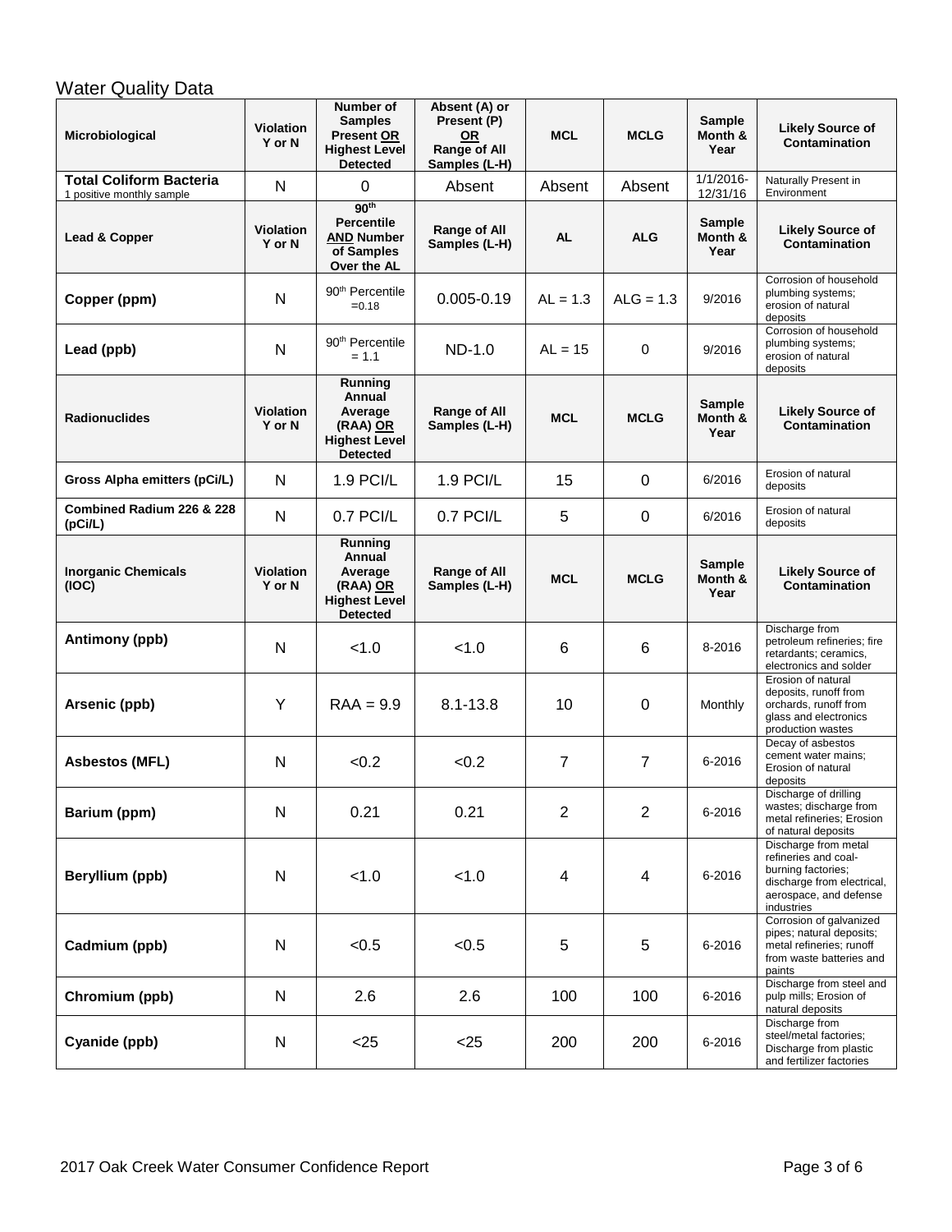## Water Quality Data

| Microbiological | Violation Y or N | Number of Samples Present OR Highest Level Detected | Absent (A) or Present (P) OR Range of All Samples (L-H) | MCL | MCLG | Sample Month & Year | Likely Source of Contamination |
|---|---|---|---|---|---|---|---|
| **Total Coliform Bacteria** 1 positive monthly sample | N | 0 | Absent | Absent | Absent | 1/1/2016-12/31/16 | Naturally Present in Environment |
| **Lead & Copper** | **Violation Y or N** | **90th Percentile AND Number of Samples Over the AL** | **Range of All Samples (L-H)** | **AL** | **ALG** | **Sample Month & Year** | **Likely Source of Contamination** |
| **Copper (ppm)** | N | 90th Percentile =0.18 | 0.005-0.19 | AL = 1.3 | ALG = 1.3 | 9/2016 | Corrosion of household plumbing systems; erosion of natural deposits |
| **Lead (ppb)** | N | 90th Percentile = 1.1 | ND-1.0 | AL = 15 | 0 | 9/2016 | Corrosion of household plumbing systems; erosion of natural deposits |
| **Radionuclides** | **Violation Y or N** | **Running Annual Average (RAA) OR Highest Level Detected** | **Range of All Samples (L-H)** | **MCL** | **MCLG** | **Sample Month & Year** | **Likely Source of Contamination** |
| **Gross Alpha emitters (pCi/L)** | N | 1.9 PCI/L | 1.9 PCI/L | 15 | 0 | 6/2016 | Erosion of natural deposits |
| **Combined Radium 226 & 228 (pCi/L)** | N | 0.7 PCI/L | 0.7 PCI/L | 5 | 0 | 6/2016 | Erosion of natural deposits |
| **Inorganic Chemicals (IOC)** | **Violation Y or N** | **Running Annual Average (RAA) OR Highest Level Detected** | **Range of All Samples (L-H)** | **MCL** | **MCLG** | **Sample Month & Year** | **Likely Source of Contamination** |
| **Antimony (ppb)** | N | <1.0 | <1.0 | 6 | 6 | 8-2016 | Discharge from petroleum refineries; fire retardants; ceramics, electronics and solder |
| **Arsenic (ppb)** | Y | RAA = 9.9 | 8.1-13.8 | 10 | 0 | Monthly | Erosion of natural deposits, runoff from orchards, runoff from glass and electronics production wastes |
| **Asbestos (MFL)** | N | <0.2 | <0.2 | 7 | 7 | 6-2016 | Decay of asbestos cement water mains; Erosion of natural deposits |
| **Barium (ppm)** | N | 0.21 | 0.21 | 2 | 2 | 6-2016 | Discharge of drilling wastes; discharge from metal refineries; Erosion of natural deposits |
| **Beryllium (ppb)** | N | <1.0 | <1.0 | 4 | 4 | 6-2016 | Discharge from metal refineries and coal-burning factories; discharge from electrical, aerospace, and defense industries |
| **Cadmium (ppb)** | N | <0.5 | <0.5 | 5 | 5 | 6-2016 | Corrosion of galvanized pipes; natural deposits; metal refineries; runoff from waste batteries and paints |
| **Chromium (ppb)** | N | 2.6 | 2.6 | 100 | 100 | 6-2016 | Discharge from steel and pulp mills; Erosion of natural deposits |
| **Cyanide (ppb)** | N | <25 | <25 | 200 | 200 | 6-2016 | Discharge from steel/metal factories; Discharge from plastic and fertilizer factories |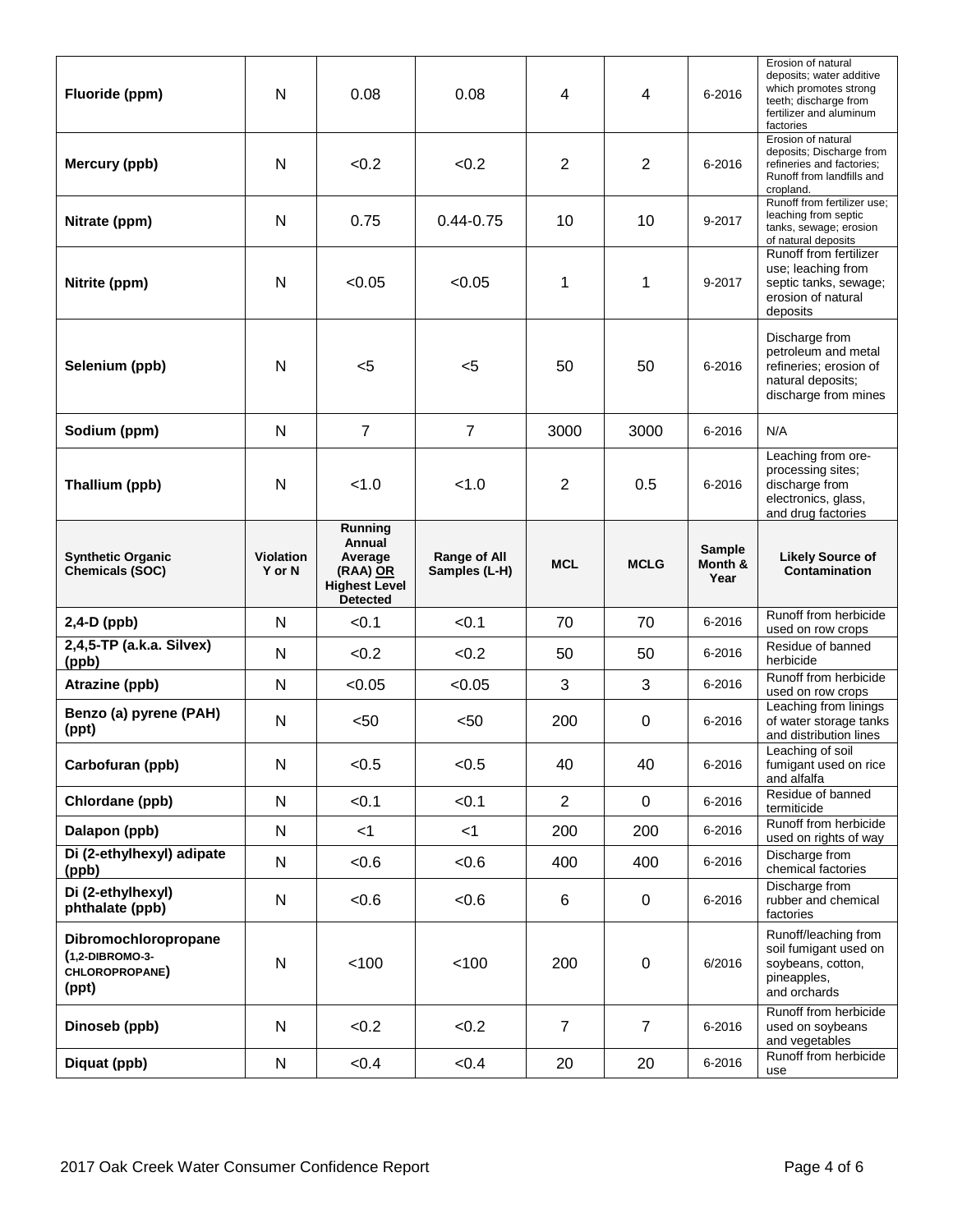| Fluoride (ppm) | N | 0.08 | 0.08 | 4 | 4 | 6-2016 | Erosion of natural deposits; water additive which promotes strong teeth; discharge from fertilizer and aluminum factories |
|---|---|---|---|---|---|---|---|
| **Mercury (ppb)** | N | <0.2 | <0.2 | 2 | 2 | 6-2016 | Erosion of natural deposits; Discharge from refineries and factories; Runoff from landfills and cropland. |
| **Nitrate (ppm)** | N | 0.75 | 0.44-0.75 | 10 | 10 | 9-2017 | Runoff from fertilizer use; leaching from septic tanks, sewage; erosion of natural deposits |
| **Nitrite (ppm)** | N | <0.05 | <0.05 | 1 | 1 | 9-2017 | Runoff from fertilizer use; leaching from septic tanks, sewage; erosion of natural deposits |
| **Selenium (ppb)** | N | <5 | <5 | 50 | 50 | 6-2016 | Discharge from petroleum and metal refineries; erosion of natural deposits; discharge from mines |
| **Sodium (ppm)** | N | 7 | 7 | 3000 | 3000 | 6-2016 | N/A |
| **Thallium (ppb)** | N | <1.0 | <1.0 | 2 | 0.5 | 6-2016 | Leaching from ore-processing sites; discharge from electronics, glass, and drug factories |
| **Synthetic Organic Chemicals (SOC)** | **Violation Y or N** | **Running Annual Average (RAA) OR Highest Level Detected** | **Range of All Samples (L-H)** | **MCL** | **MCLG** | **Sample Month & Year** | **Likely Source of Contamination** |
| **2,4-D (ppb)** | N | <0.1 | <0.1 | 70 | 70 | 6-2016 | Runoff from herbicide used on row crops |
| **2,4,5-TP (a.k.a. Silvex) (ppb)** | N | <0.2 | <0.2 | 50 | 50 | 6-2016 | Residue of banned herbicide |
| **Atrazine (ppb)** | N | <0.05 | <0.05 | 3 | 3 | 6-2016 | Runoff from herbicide used on row crops |
| **Benzo (a) pyrene (PAH) (ppt)** | N | <50 | <50 | 200 | 0 | 6-2016 | Leaching from linings of water storage tanks and distribution lines |
| **Carbofuran (ppb)** | N | <0.5 | <0.5 | 40 | 40 | 6-2016 | Leaching of soil fumigant used on rice and alfalfa |
| **Chlordane (ppb)** | N | <0.1 | <0.1 | 2 | 0 | 6-2016 | Residue of banned termiticide |
| **Dalapon (ppb)** | N | <1 | <1 | 200 | 200 | 6-2016 | Runoff from herbicide used on rights of way |
| **Di (2-ethylhexyl) adipate (ppb)** | N | <0.6 | <0.6 | 400 | 400 | 6-2016 | Discharge from chemical factories |
| **Di (2-ethylhexyl) phthalate (ppb)** | N | <0.6 | <0.6 | 6 | 0 | 6-2016 | Discharge from rubber and chemical factories |
| **Dibromochloropropane (1,2-DIBROMO-3-CHLOROPROPANE) (ppt)** | N | <100 | <100 | 200 | 0 | 6/2016 | Runoff/leaching from soil fumigant used on soybeans, cotton, pineapples, and orchards |
| **Dinoseb (ppb)** | N | <0.2 | <0.2 | 7 | 7 | 6-2016 | Runoff from herbicide used on soybeans and vegetables |
| **Diquat (ppb)** | N | <0.4 | <0.4 | 20 | 20 | 6-2016 | Runoff from herbicide use |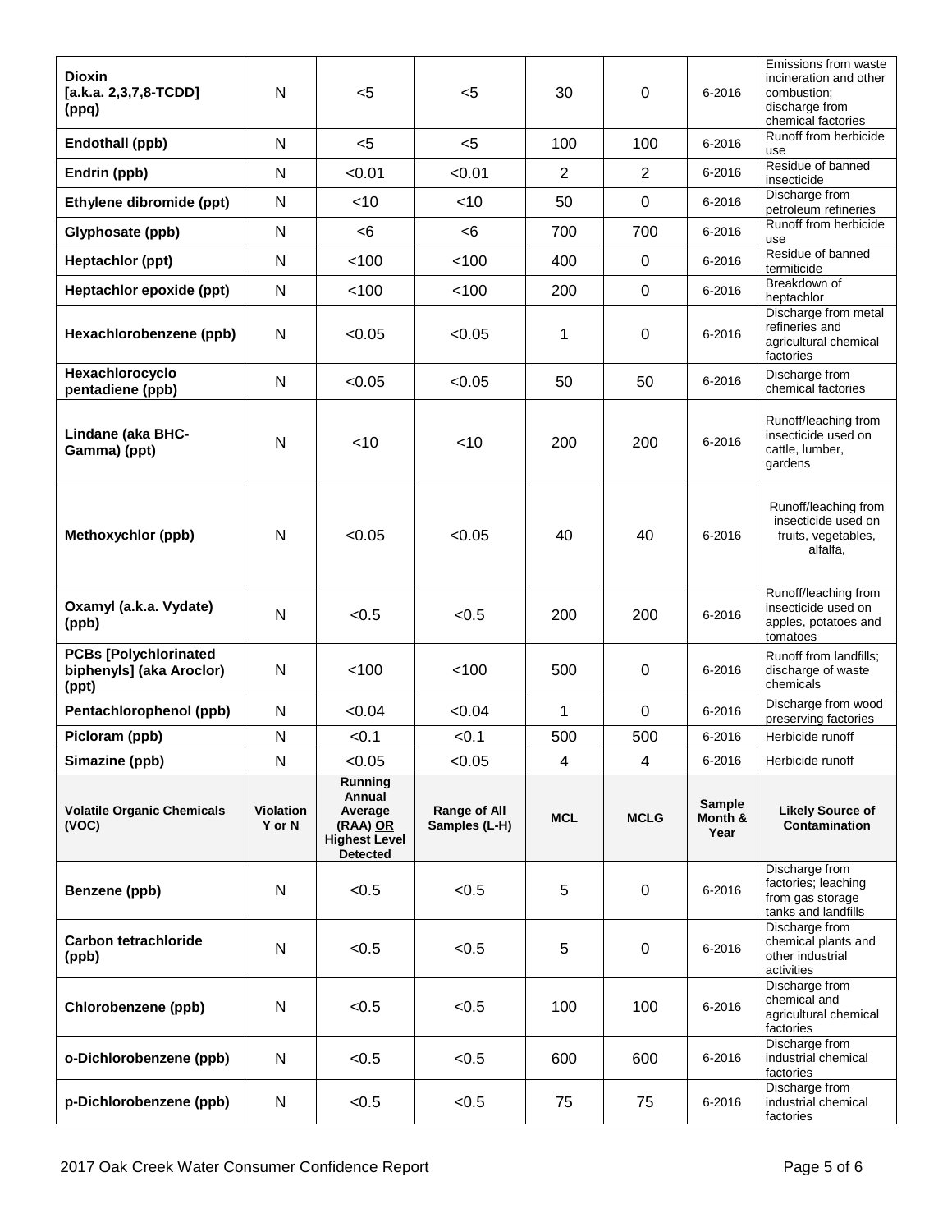| Dioxin [a.k.a. 2,3,7,8-TCDD] (ppq) | N | <5 | <5 | 30 | 0 | 6-2016 | Emissions from waste incineration and other combustion; discharge from chemical factories |
|---|---|---|---|---|---|---|---|
| **Endothall (ppb)** | N | <5 | <5 | 100 | 100 | 6-2016 | Runoff from herbicide use |
| **Endrin (ppb)** | N | <0.01 | <0.01 | 2 | 2 | 6-2016 | Residue of banned insecticide |
| **Ethylene dibromide (ppt)** | N | <10 | <10 | 50 | 0 | 6-2016 | Discharge from petroleum refineries |
| **Glyphosate (ppb)** | N | <6 | <6 | 700 | 700 | 6-2016 | Runoff from herbicide use |
| **Heptachlor (ppt)** | N | <100 | <100 | 400 | 0 | 6-2016 | Residue of banned termiticide |
| **Heptachlor epoxide (ppt)** | N | <100 | <100 | 200 | 0 | 6-2016 | Breakdown of heptachlor |
| **Hexachlorobenzene (ppb)** | N | <0.05 | <0.05 | 1 | 0 | 6-2016 | Discharge from metal refineries and agricultural chemical factories |
| **Hexachlorocyclo pentadiene (ppb)** | N | <0.05 | <0.05 | 50 | 50 | 6-2016 | Discharge from chemical factories |
| **Lindane (aka BHC-Gamma) (ppt)** | N | <10 | <10 | 200 | 200 | 6-2016 | Runoff/leaching from insecticide used on cattle, lumber, gardens |
| **Methoxychlor (ppb)** | N | <0.05 | <0.05 | 40 | 40 | 6-2016 | Runoff/leaching from insecticide used on fruits, vegetables, alfalfa, |
| **Oxamyl (a.k.a. Vydate) (ppb)** | N | <0.5 | <0.5 | 200 | 200 | 6-2016 | Runoff/leaching from insecticide used on apples, potatoes and tomatoes |
| **PCBs [Polychlorinated biphenyls] (aka Aroclor) (ppt)** | N | <100 | <100 | 500 | 0 | 6-2016 | Runoff from landfills; discharge of waste chemicals |
| **Pentachlorophenol (ppb)** | N | <0.04 | <0.04 | 1 | 0 | 6-2016 | Discharge from wood preserving factories |
| **Picloram (ppb)** | N | <0.1 | <0.1 | 500 | 500 | 6-2016 | Herbicide runoff |
| **Simazine (ppb)** | N | <0.05 | <0.05 | 4 | 4 | 6-2016 | Herbicide runoff |
| **Volatile Organic Chemicals (VOC)** | **Violation Y or N** | **Running Annual Average (RAA) OR Highest Level Detected** | **Range of All Samples (L-H)** | **MCL** | **MCLG** | **Sample Month & Year** | **Likely Source of Contamination** |
| **Benzene (ppb)** | N | <0.5 | <0.5 | 5 | 0 | 6-2016 | Discharge from factories; leaching from gas storage tanks and landfills |
| **Carbon tetrachloride (ppb)** | N | <0.5 | <0.5 | 5 | 0 | 6-2016 | Discharge from chemical plants and other industrial activities |
| **Chlorobenzene (ppb)** | N | <0.5 | <0.5 | 100 | 100 | 6-2016 | Discharge from chemical and agricultural chemical factories |
| **o-Dichlorobenzene (ppb)** | N | <0.5 | <0.5 | 600 | 600 | 6-2016 | Discharge from industrial chemical factories |
| **p-Dichlorobenzene (ppb)** | N | <0.5 | <0.5 | 75 | 75 | 6-2016 | Discharge from industrial chemical factories |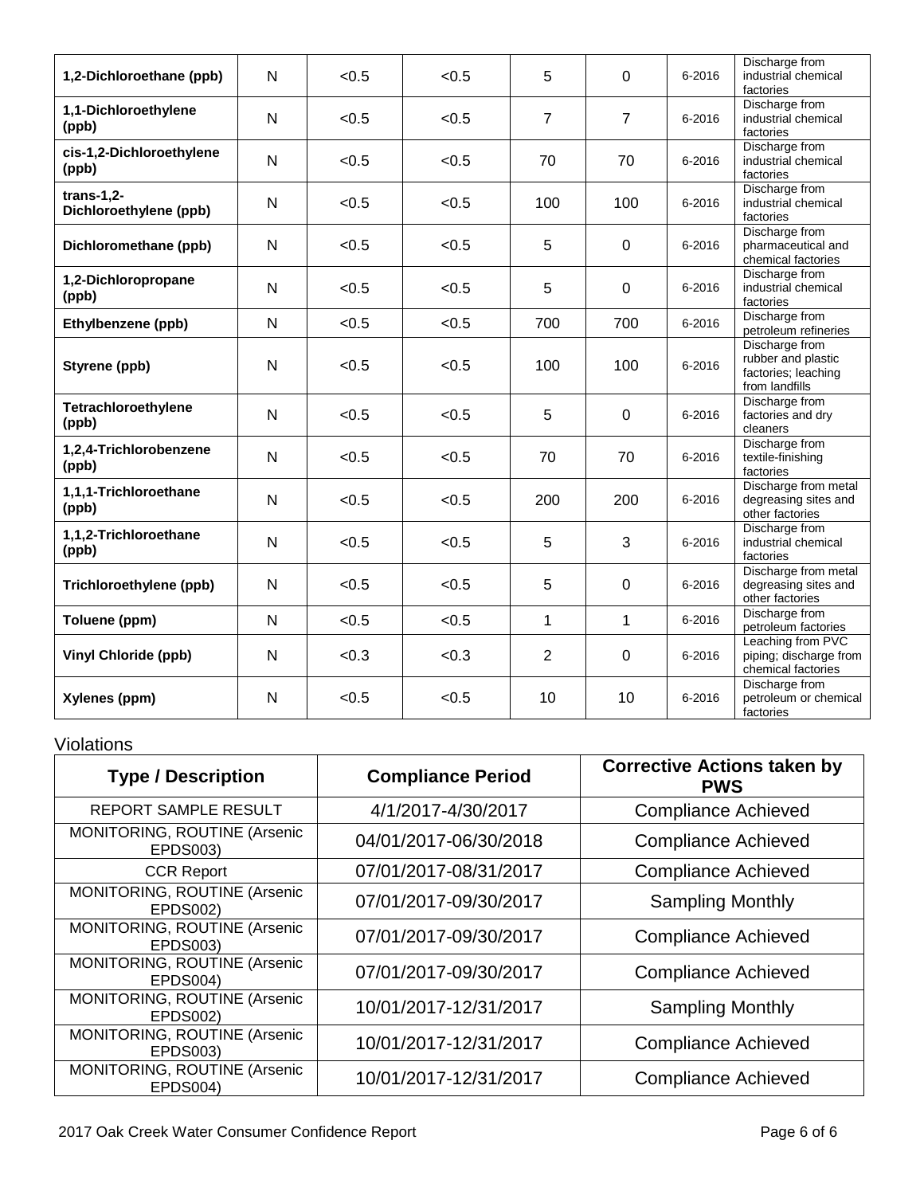| | | | | | | | |
|---|---|---|---|---|---|---|---|
| **1,2-Dichloroethane (ppb)** | N | <0.5 | <0.5 | 5 | 0 | 6-2016 | Discharge from industrial chemical factories |
| **1,1-Dichloroethylene (ppb)** | N | <0.5 | <0.5 | 7 | 7 | 6-2016 | Discharge from industrial chemical factories |
| **cis-1,2-Dichloroethylene (ppb)** | N | <0.5 | <0.5 | 70 | 70 | 6-2016 | Discharge from industrial chemical factories |
| **trans-1,2-Dichloroethylene (ppb)** | N | <0.5 | <0.5 | 100 | 100 | 6-2016 | Discharge from industrial chemical factories |
| **Dichloromethane (ppb)** | N | <0.5 | <0.5 | 5 | 0 | 6-2016 | Discharge from pharmaceutical and chemical factories |
| **1,2-Dichloropropane (ppb)** | N | <0.5 | <0.5 | 5 | 0 | 6-2016 | Discharge from industrial chemical factories |
| **Ethylbenzene (ppb)** | N | <0.5 | <0.5 | 700 | 700 | 6-2016 | Discharge from petroleum refineries |
| **Styrene (ppb)** | N | <0.5 | <0.5 | 100 | 100 | 6-2016 | Discharge from rubber and plastic factories; leaching from landfills |
| **Tetrachloroethylene (ppb)** | N | <0.5 | <0.5 | 5 | 0 | 6-2016 | Discharge from factories and dry cleaners |
| **1,2,4-Trichlorobenzene (ppb)** | N | <0.5 | <0.5 | 70 | 70 | 6-2016 | Discharge from textile-finishing factories |
| **1,1,1-Trichloroethane (ppb)** | N | <0.5 | <0.5 | 200 | 200 | 6-2016 | Discharge from metal degreasing sites and other factories |
| **1,1,2-Trichloroethane (ppb)** | N | <0.5 | <0.5 | 5 | 3 | 6-2016 | Discharge from industrial chemical factories |
| **Trichloroethylene (ppb)** | N | <0.5 | <0.5 | 5 | 0 | 6-2016 | Discharge from metal degreasing sites and other factories |
| **Toluene (ppm)** | N | <0.5 | <0.5 | 1 | 1 | 6-2016 | Discharge from petroleum factories |
| **Vinyl Chloride (ppb)** | N | <0.3 | <0.3 | 2 | 0 | 6-2016 | Leaching from PVC piping; discharge from chemical factories |
| **Xylenes (ppm)** | N | <0.5 | <0.5 | 10 | 10 | 6-2016 | Discharge from petroleum or chemical factories |

## Violations

| Type / Description | Compliance Period | Corrective Actions taken by PWS |
|---|---|---|
| REPORT SAMPLE RESULT | 4/1/2017-4/30/2017 | Compliance Achieved |
| MONITORING, ROUTINE (Arsenic EPDS003) | 04/01/2017-06/30/2018 | Compliance Achieved |
| CCR Report | 07/01/2017-08/31/2017 | Compliance Achieved |
| MONITORING, ROUTINE (Arsenic EPDS002) | 07/01/2017-09/30/2017 | Sampling Monthly |
| MONITORING, ROUTINE (Arsenic EPDS003) | 07/01/2017-09/30/2017 | Compliance Achieved |
| MONITORING, ROUTINE (Arsenic EPDS004) | 07/01/2017-09/30/2017 | Compliance Achieved |
| MONITORING, ROUTINE (Arsenic EPDS002) | 10/01/2017-12/31/2017 | Sampling Monthly |
| MONITORING, ROUTINE (Arsenic EPDS003) | 10/01/2017-12/31/2017 | Compliance Achieved |
| MONITORING, ROUTINE (Arsenic EPDS004) | 10/01/2017-12/31/2017 | Compliance Achieved |